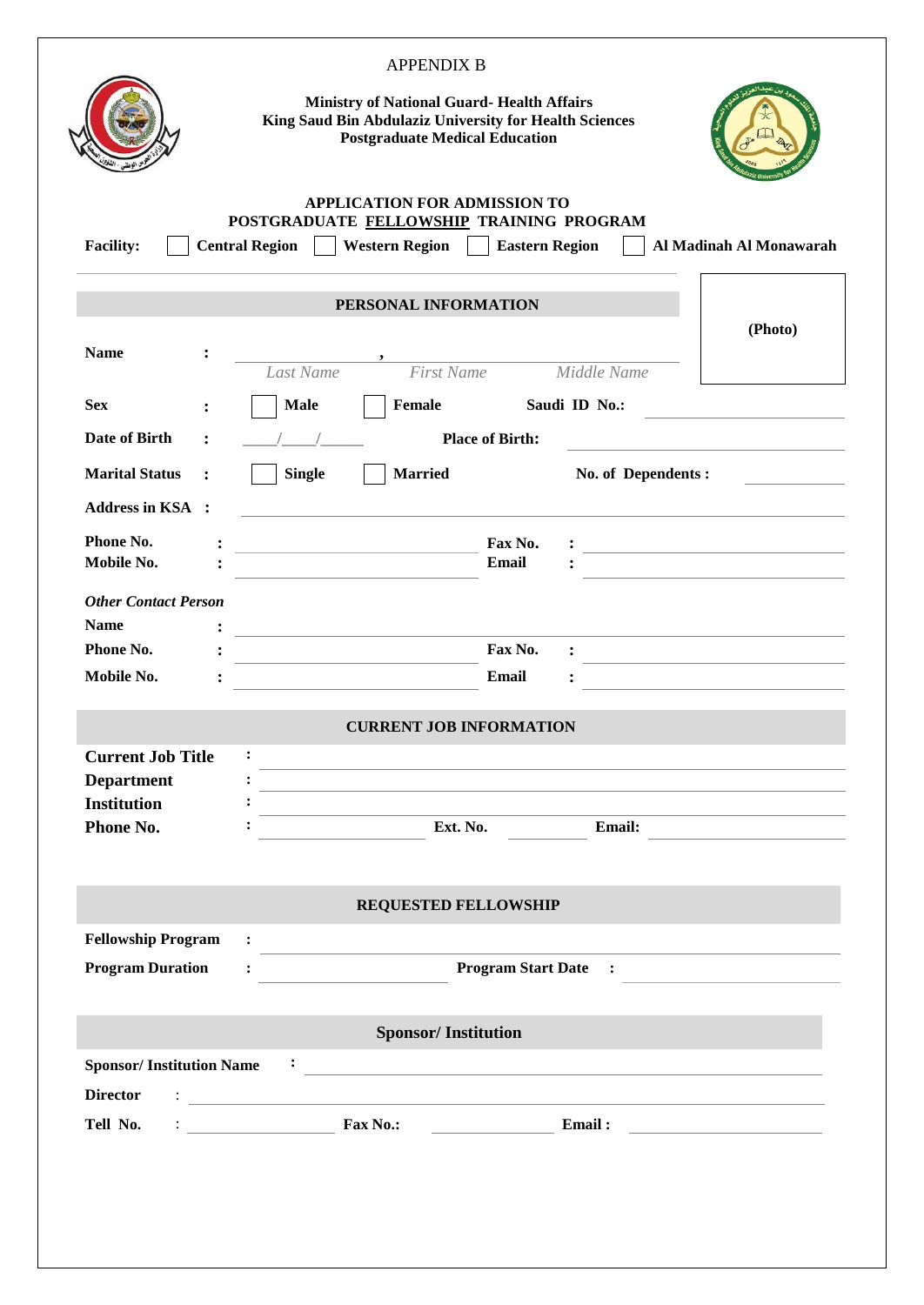APPENDIX B

**Ministry of National Guard- Health Affairs**
**King Saud Bin Abdulaziz University for Health Sciences**
**Postgraduate Medical Education**

## APPLICATION FOR ADMISSION TO POSTGRADUATE FELLOWSHIP TRAINING PROGRAM

**Facility:** ☐ **Central Region** ☐ **Western Region** ☐ **Eastern Region** ☐ **Al Madinah Al Monawarah**

### PERSONAL INFORMATION

**(Photo)**

**Name** : ______________________ , ______________________ ______________________
*Last Name* *First Name* *Middle Name*

**Sex** : ☐ **Male** ☐ **Female** **Saudi ID No.:** ______________________

**Date of Birth** : ____/____/______ **Place of Birth:** ______________________

**Marital Status** : ☐ **Single** ☐ **Married** **No. of Dependents :** ______________

**Address in KSA** : ______________________________________________

**Phone No.** : ______________________ **Fax No.** : ______________________
**Mobile No.** : ______________________ **Email** : ______________________

***Other Contact Person***

**Name** : ______________________________________________

**Phone No.** : ______________________ **Fax No.** : ______________________

**Mobile No.** : ______________________ **Email** : ______________________

### CURRENT JOB INFORMATION

**Current Job Title** : ______________________________________________

**Department** : ______________________________________________

**Institution** : ______________________________________________

**Phone No.** : ______________________ **Ext. No.** ____________ **Email:** ______________________

### REQUESTED FELLOWSHIP

**Fellowship Program** : ______________________________________________

**Program Duration** : ______________________ **Program Start Date** : ______________________

### Sponsor/ Institution

**Sponsor/ Institution Name** : ______________________________________________

**Director** : ______________________________________________

**Tell No.** : ______________________ **Fax No.:** ______________________ **Email :** ______________________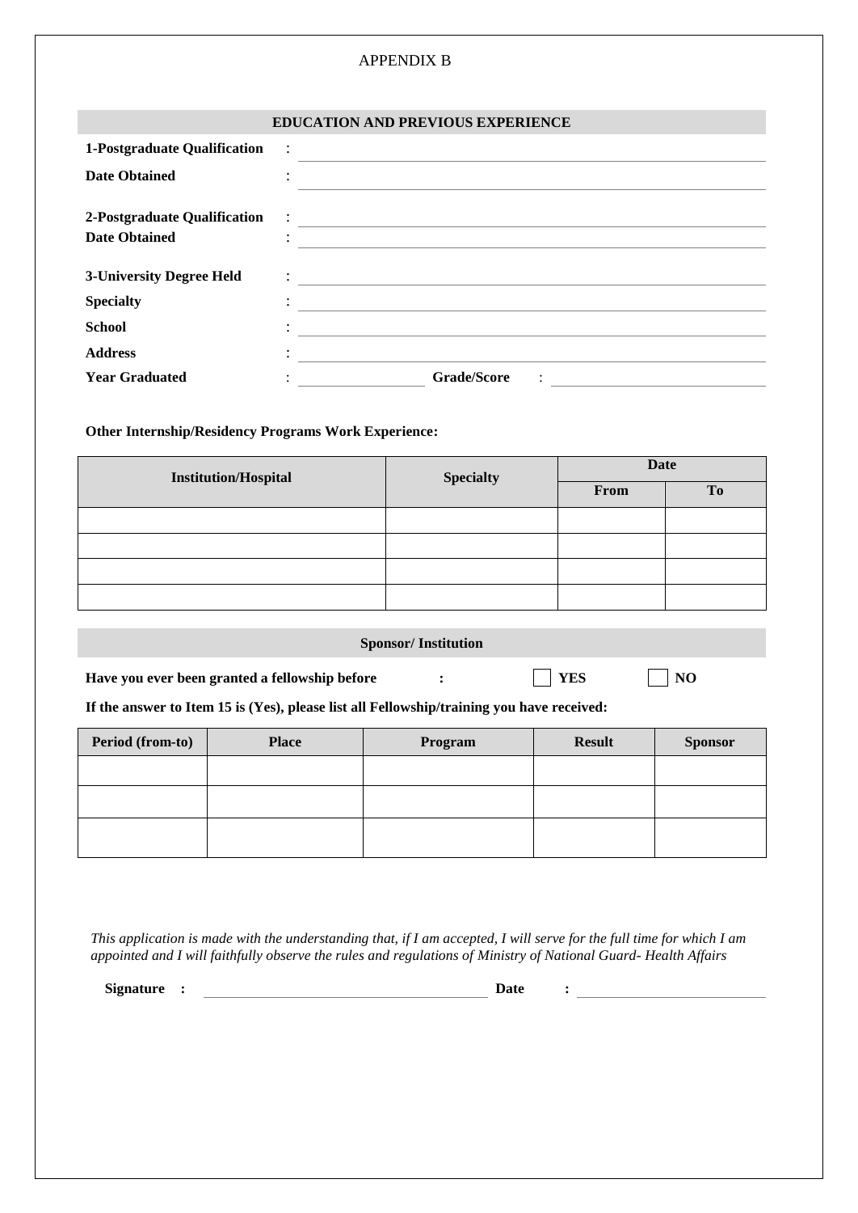APPENDIX B

## EDUCATION AND PREVIOUS EXPERIENCE

**1-Postgraduate Qualification** : ______________________

**Date Obtained** : ______________________

**2-Postgraduate Qualification** : ______________________

**Date Obtained** : ______________________

**3-University Degree Held** : ______________________

**Specialty** : ______________________

**School** : ______________________

**Address** : ______________________

**Year Graduated** : ____________ **Grade/Score** : ____________

**Other Internship/Residency Programs Work Experience:**

| Institution/Hospital | Specialty | Date | |
|---|---|---|---|
| | | **From** | **To** |
| | | | |
| | | | |
| | | | |
| | | | |

## Sponsor/ Institution

**Have you ever been granted a fellowship before** : ☐ **YES** ☐ **NO**

**If the answer to Item 15 is (Yes), please list all Fellowship/training you have received:**

| Period (from-to) | Place | Program | Result | Sponsor |
|---|---|---|---|---|
| | | | | |
| | | | | |
| | | | | |

*This application is made with the understanding that, if I am accepted, I will serve for the full time for which I am appointed and I will faithfully observe the rules and regulations of Ministry of National Guard- Health Affairs*

**Signature** : ______________________ **Date** : ______________________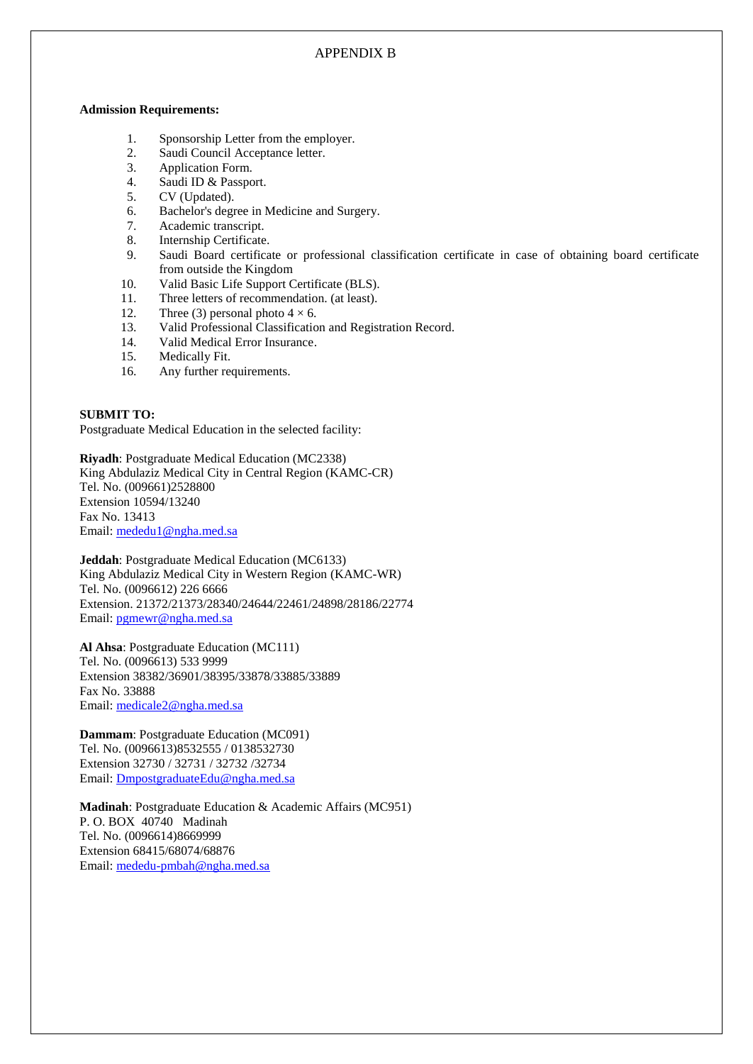# APPENDIX B

**Admission Requirements:**

1. Sponsorship Letter from the employer.
2. Saudi Council Acceptance letter.
3. Application Form.
4. Saudi ID & Passport.
5. CV (Updated).
6. Bachelor's degree in Medicine and Surgery.
7. Academic transcript.
8. Internship Certificate.
9. Saudi Board certificate or professional classification certificate in case of obtaining board certificate from outside the Kingdom
10. Valid Basic Life Support Certificate (BLS).
11. Three letters of recommendation. (at least).
12. Three (3) personal photo 4 × 6.
13. Valid Professional Classification and Registration Record.
14. Valid Medical Error Insurance.
15. Medically Fit.
16. Any further requirements.

**SUBMIT TO:**
Postgraduate Medical Education in the selected facility:

**Riyadh**: Postgraduate Medical Education (MC2338)
King Abdulaziz Medical City in Central Region (KAMC-CR)
Tel. No. (009661)2528800
Extension 10594/13240
Fax No. 13413
Email: mededu1@ngha.med.sa

**Jeddah**: Postgraduate Medical Education (MC6133)
King Abdulaziz Medical City in Western Region (KAMC-WR)
Tel. No. (0096612) 226 6666
Extension. 21372/21373/28340/24644/22461/24898/28186/22774
Email: pgmewr@ngha.med.sa

**Al Ahsa**: Postgraduate Education (MC111)
Tel. No. (0096613) 533 9999
Extension 38382/36901/38395/33878/33885/33889
Fax No. 33888
Email: medicale2@ngha.med.sa

**Dammam**: Postgraduate Education (MC091)
Tel. No. (0096613)8532555 / 0138532730
Extension 32730 / 32731 / 32732 /32734
Email: DmpostgraduateEdu@ngha.med.sa

**Madinah**: Postgraduate Education & Academic Affairs (MC951)
P. O. BOX 40740 Madinah
Tel. No. (0096614)8669999
Extension 68415/68074/68876
Email: mededu-pmbah@ngha.med.sa